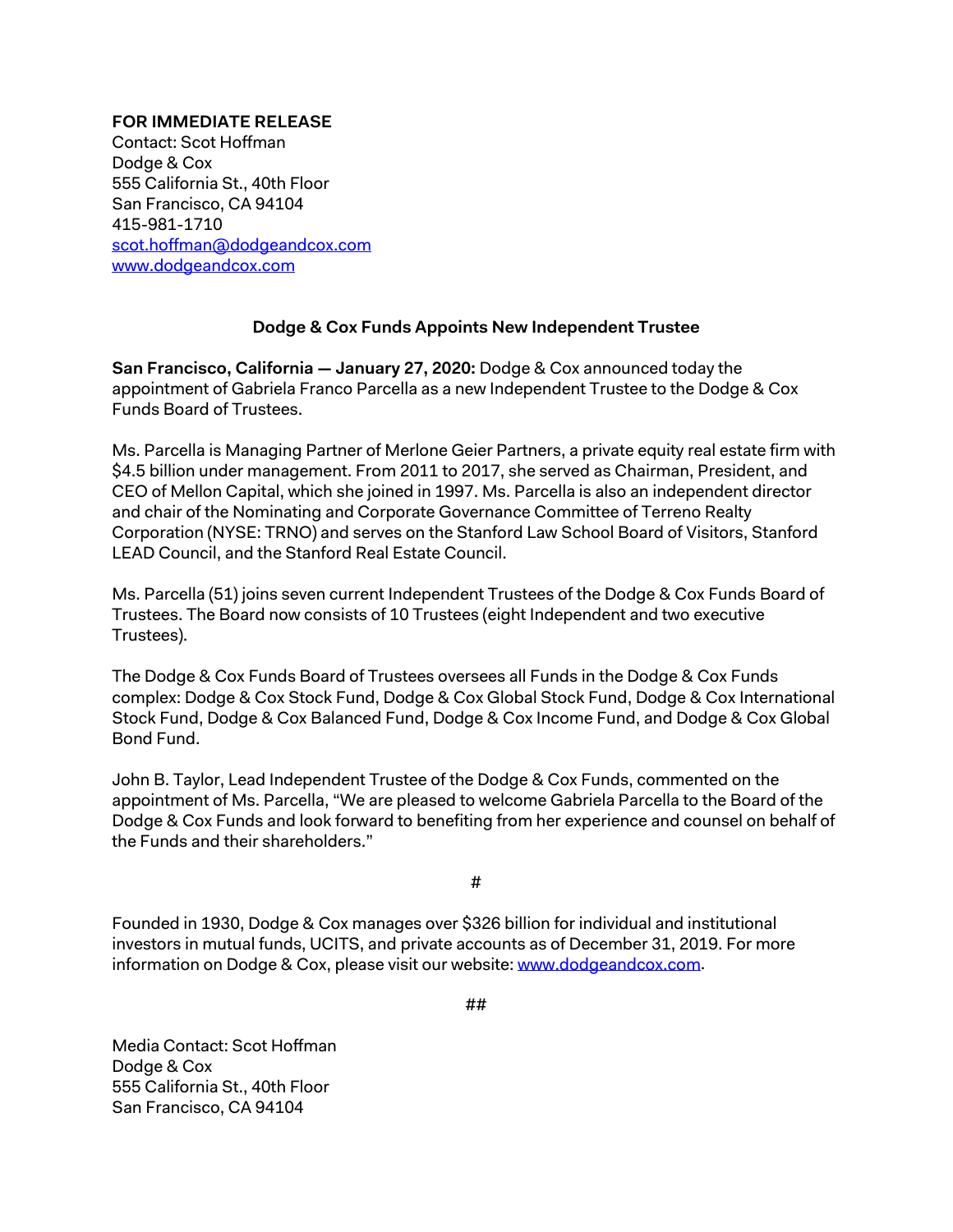**FOR IMMEDIATE RELEASE**
Contact: Scot Hoffman
Dodge & Cox
555 California St., 40th Floor
San Francisco, CA 94104
415-981-1710
scot.hoffman@dodgeandcox.com
www.dodgeandcox.com

## Dodge & Cox Funds Appoints New Independent Trustee

**San Francisco, California — January 27, 2020:** Dodge & Cox announced today the appointment of Gabriela Franco Parcella as a new Independent Trustee to the Dodge & Cox Funds Board of Trustees.

Ms. Parcella is Managing Partner of Merlone Geier Partners, a private equity real estate firm with $4.5 billion under management. From 2011 to 2017, she served as Chairman, President, and CEO of Mellon Capital, which she joined in 1997. Ms. Parcella is also an independent director and chair of the Nominating and Corporate Governance Committee of Terreno Realty Corporation (NYSE: TRNO) and serves on the Stanford Law School Board of Visitors, Stanford LEAD Council, and the Stanford Real Estate Council.

Ms. Parcella (51) joins seven current Independent Trustees of the Dodge & Cox Funds Board of Trustees. The Board now consists of 10 Trustees (eight Independent and two executive Trustees).

The Dodge & Cox Funds Board of Trustees oversees all Funds in the Dodge & Cox Funds complex: Dodge & Cox Stock Fund, Dodge & Cox Global Stock Fund, Dodge & Cox International Stock Fund, Dodge & Cox Balanced Fund, Dodge & Cox Income Fund, and Dodge & Cox Global Bond Fund.

John B. Taylor, Lead Independent Trustee of the Dodge & Cox Funds, commented on the appointment of Ms. Parcella, "We are pleased to welcome Gabriela Parcella to the Board of the Dodge & Cox Funds and look forward to benefiting from her experience and counsel on behalf of the Funds and their shareholders."

#

Founded in 1930, Dodge & Cox manages over $326 billion for individual and institutional investors in mutual funds, UCITS, and private accounts as of December 31, 2019. For more information on Dodge & Cox, please visit our website: www.dodgeandcox.com.

##

Media Contact: Scot Hoffman
Dodge & Cox
555 California St., 40th Floor
San Francisco, CA 94104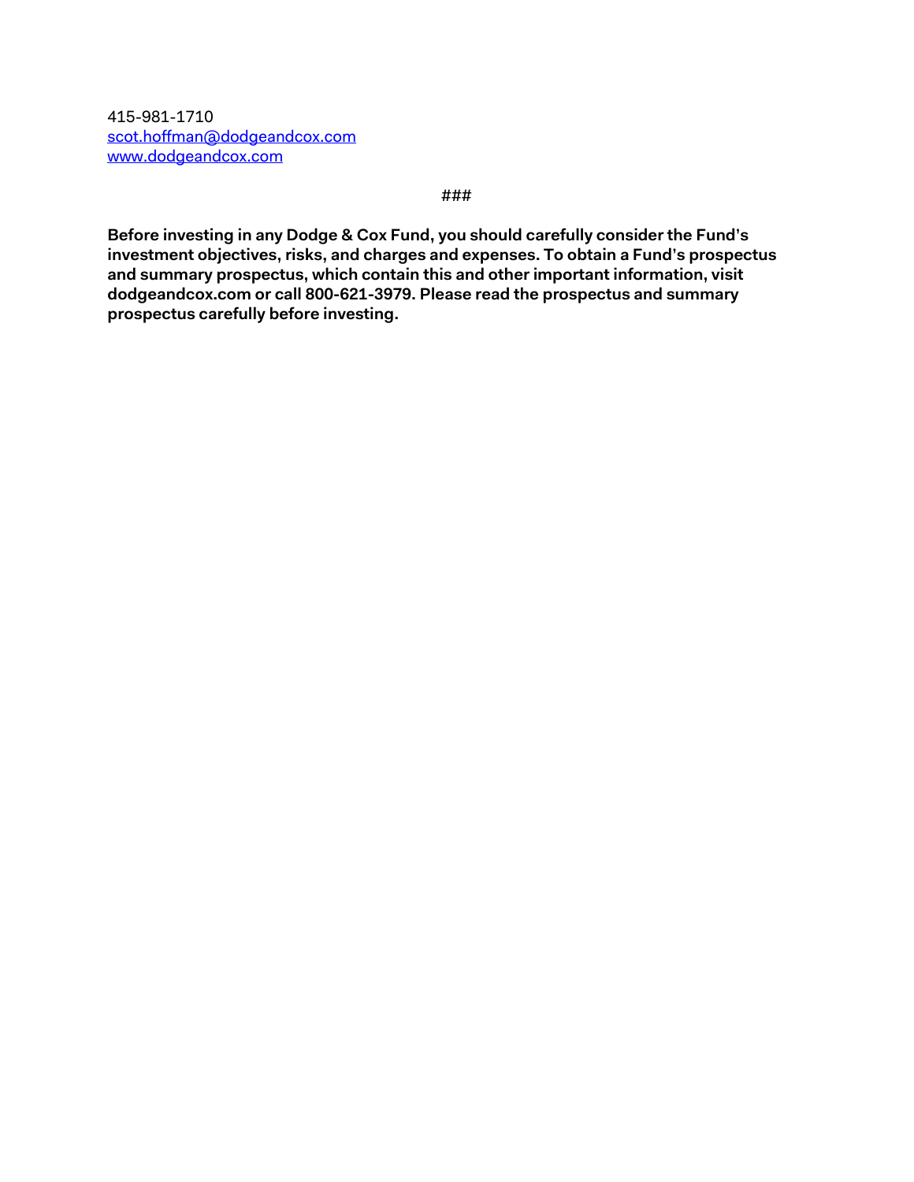415-981-1710
scot.hoffman@dodgeandcox.com
www.dodgeandcox.com

###

**Before investing in any Dodge & Cox Fund, you should carefully consider the Fund's investment objectives, risks, and charges and expenses. To obtain a Fund's prospectus and summary prospectus, which contain this and other important information, visit dodgeandcox.com or call 800-621-3979. Please read the prospectus and summary prospectus carefully before investing.**